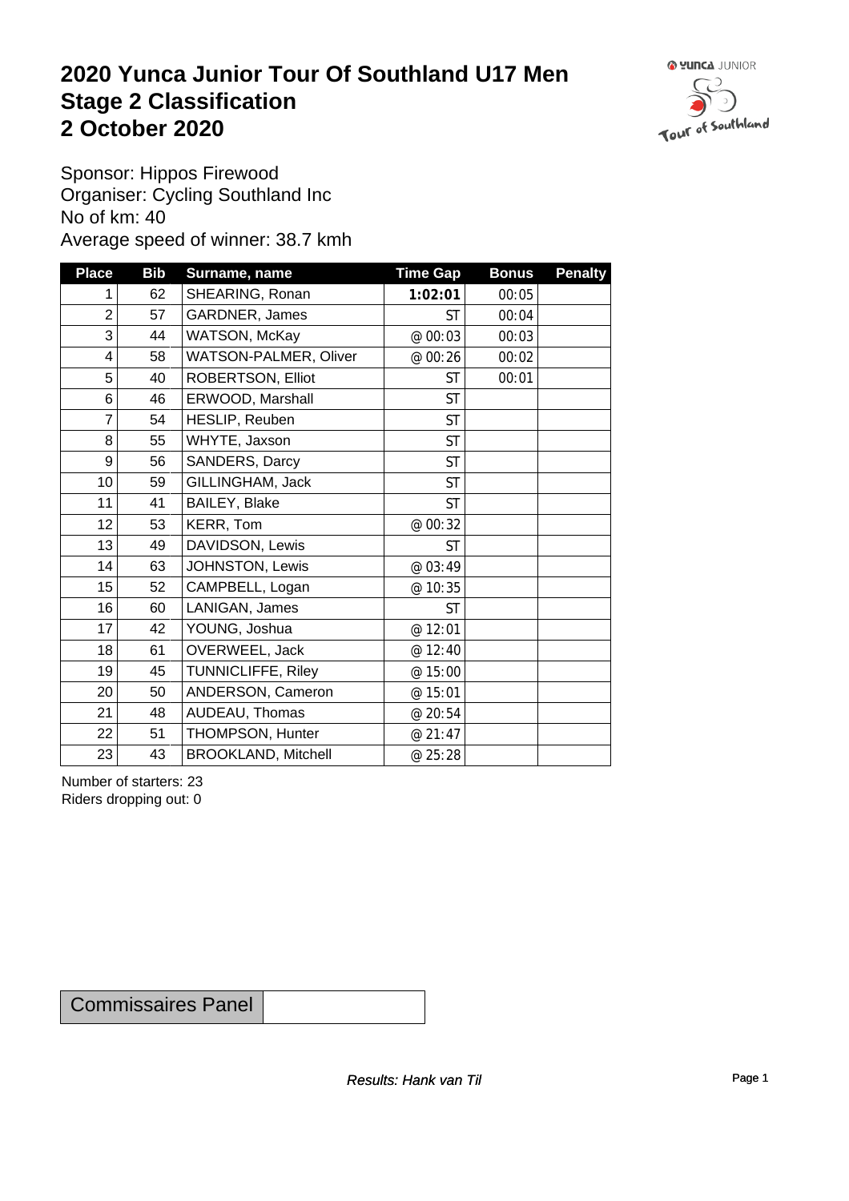# 2020 Yunca Junior Tour Of Southland U17 Men
# Stage 2 Classification
# 2 October 2020

Sponsor: Hippos Firewood
Organiser: Cycling Southland Inc
No of km: 40
Average speed of winner: 38.7 kmh

| Place | Bib | Surname, name | Time Gap | Bonus | Penalty |
|---|---|---|---|---|---|
| 1 | 62 | SHEARING, Ronan | **1:02:01** | 00:05 | |
| 2 | 57 | GARDNER, James | ST | 00:04 | |
| 3 | 44 | WATSON, McKay | @ 00:03 | 00:03 | |
| 4 | 58 | WATSON-PALMER, Oliver | @ 00:26 | 00:02 | |
| 5 | 40 | ROBERTSON, Elliot | ST | 00:01 | |
| 6 | 46 | ERWOOD, Marshall | ST | | |
| 7 | 54 | HESLIP, Reuben | ST | | |
| 8 | 55 | WHYTE, Jaxson | ST | | |
| 9 | 56 | SANDERS, Darcy | ST | | |
| 10 | 59 | GILLINGHAM, Jack | ST | | |
| 11 | 41 | BAILEY, Blake | ST | | |
| 12 | 53 | KERR, Tom | @ 00:32 | | |
| 13 | 49 | DAVIDSON, Lewis | ST | | |
| 14 | 63 | JOHNSTON, Lewis | @ 03:49 | | |
| 15 | 52 | CAMPBELL, Logan | @ 10:35 | | |
| 16 | 60 | LANIGAN, James | ST | | |
| 17 | 42 | YOUNG, Joshua | @ 12:01 | | |
| 18 | 61 | OVERWEEL, Jack | @ 12:40 | | |
| 19 | 45 | TUNNICLIFFE, Riley | @ 15:00 | | |
| 20 | 50 | ANDERSON, Cameron | @ 15:01 | | |
| 21 | 48 | AUDEAU, Thomas | @ 20:54 | | |
| 22 | 51 | THOMPSON, Hunter | @ 21:47 | | |
| 23 | 43 | BROOKLAND, Mitchell | @ 25:28 | | |

Number of starters: 23
Riders dropping out: 0

| Commissaires Panel | |
|---|---|

*Results: Hank van Til*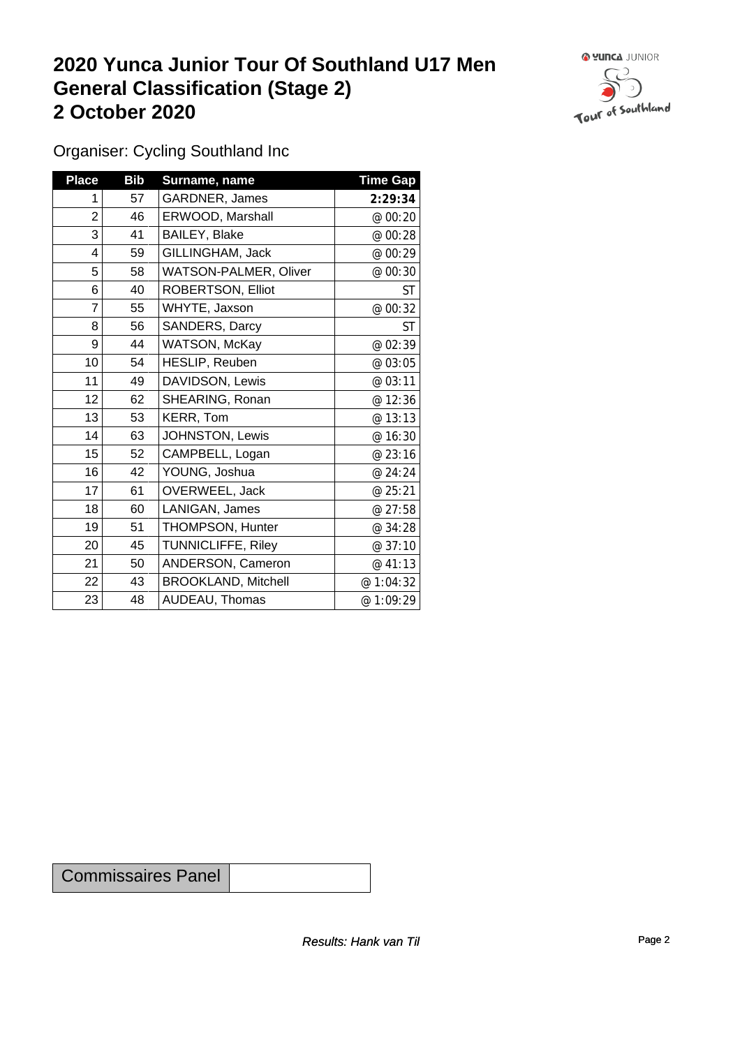# 2020 Yunca Junior Tour Of Southland U17 Men
# General Classification (Stage 2)
# 2 October 2020

Organiser: Cycling Southland Inc

| Place | Bib | Surname, name | Time Gap |
|---|---|---|---|
| 1 | 57 | GARDNER, James | **2:29:34** |
| 2 | 46 | ERWOOD, Marshall | @ 00:20 |
| 3 | 41 | BAILEY, Blake | @ 00:28 |
| 4 | 59 | GILLINGHAM, Jack | @ 00:29 |
| 5 | 58 | WATSON-PALMER, Oliver | @ 00:30 |
| 6 | 40 | ROBERTSON, Elliot | ST |
| 7 | 55 | WHYTE, Jaxson | @ 00:32 |
| 8 | 56 | SANDERS, Darcy | ST |
| 9 | 44 | WATSON, McKay | @ 02:39 |
| 10 | 54 | HESLIP, Reuben | @ 03:05 |
| 11 | 49 | DAVIDSON, Lewis | @ 03:11 |
| 12 | 62 | SHEARING, Ronan | @ 12:36 |
| 13 | 53 | KERR, Tom | @ 13:13 |
| 14 | 63 | JOHNSTON, Lewis | @ 16:30 |
| 15 | 52 | CAMPBELL, Logan | @ 23:16 |
| 16 | 42 | YOUNG, Joshua | @ 24:24 |
| 17 | 61 | OVERWEEL, Jack | @ 25:21 |
| 18 | 60 | LANIGAN, James | @ 27:58 |
| 19 | 51 | THOMPSON, Hunter | @ 34:28 |
| 20 | 45 | TUNNICLIFFE, Riley | @ 37:10 |
| 21 | 50 | ANDERSON, Cameron | @ 41:13 |
| 22 | 43 | BROOKLAND, Mitchell | @ 1:04:32 |
| 23 | 48 | AUDEAU, Thomas | @ 1:09:29 |

| Commissaires Panel | |
|---|---|

*Results: Hank van Til*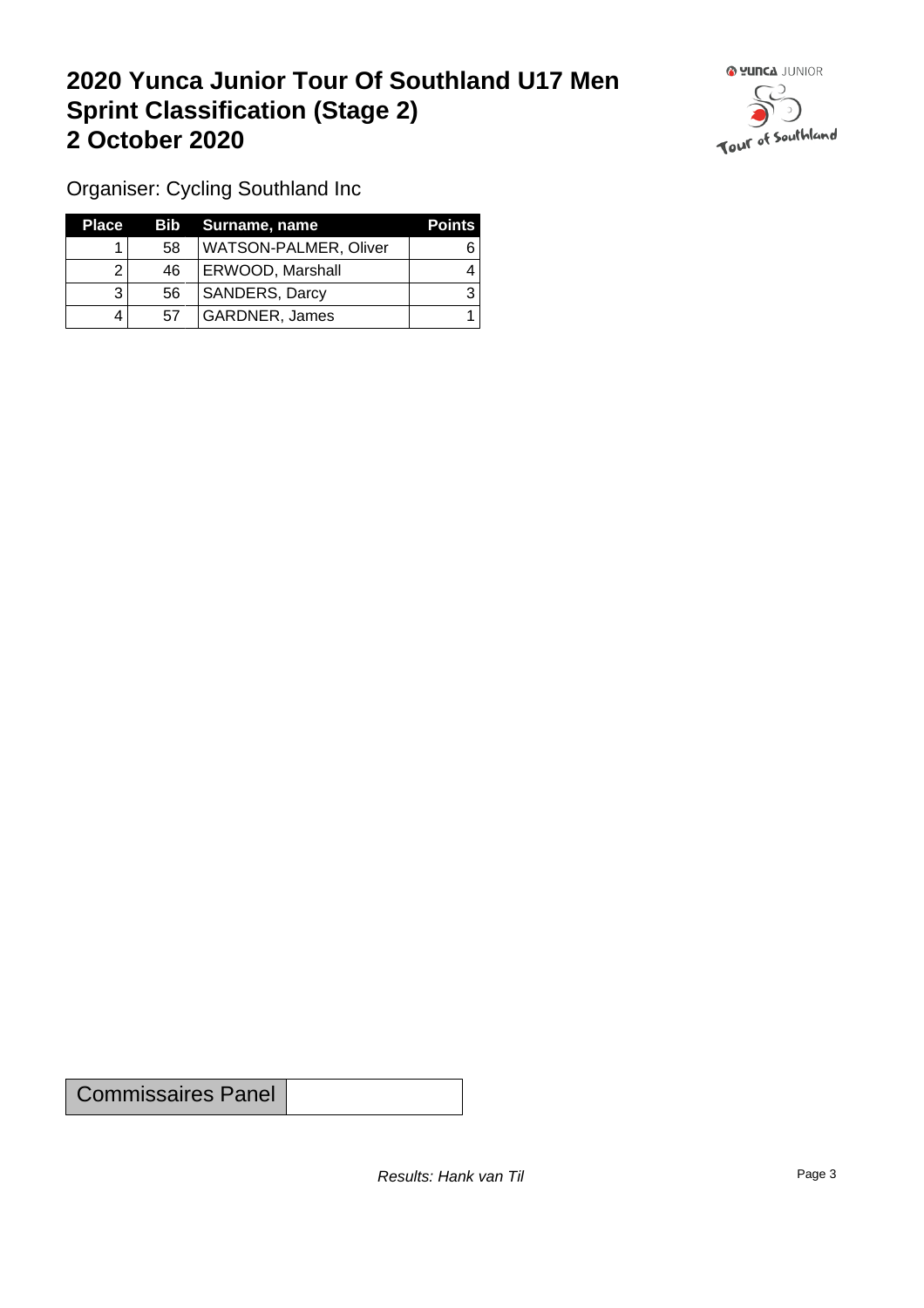# 2020 Yunca Junior Tour Of Southland U17 Men
# Sprint Classification (Stage 2)
# 2 October 2020

Organiser: Cycling Southland Inc

| Place | Bib | Surname, name | Points |
|---|---|---|---|
| 1 | 58 | WATSON-PALMER, Oliver | 6 |
| 2 | 46 | ERWOOD, Marshall | 4 |
| 3 | 56 | SANDERS, Darcy | 3 |
| 4 | 57 | GARDNER, James | 1 |

| Commissaires Panel | |
|---|---|

*Results: Hank van Til*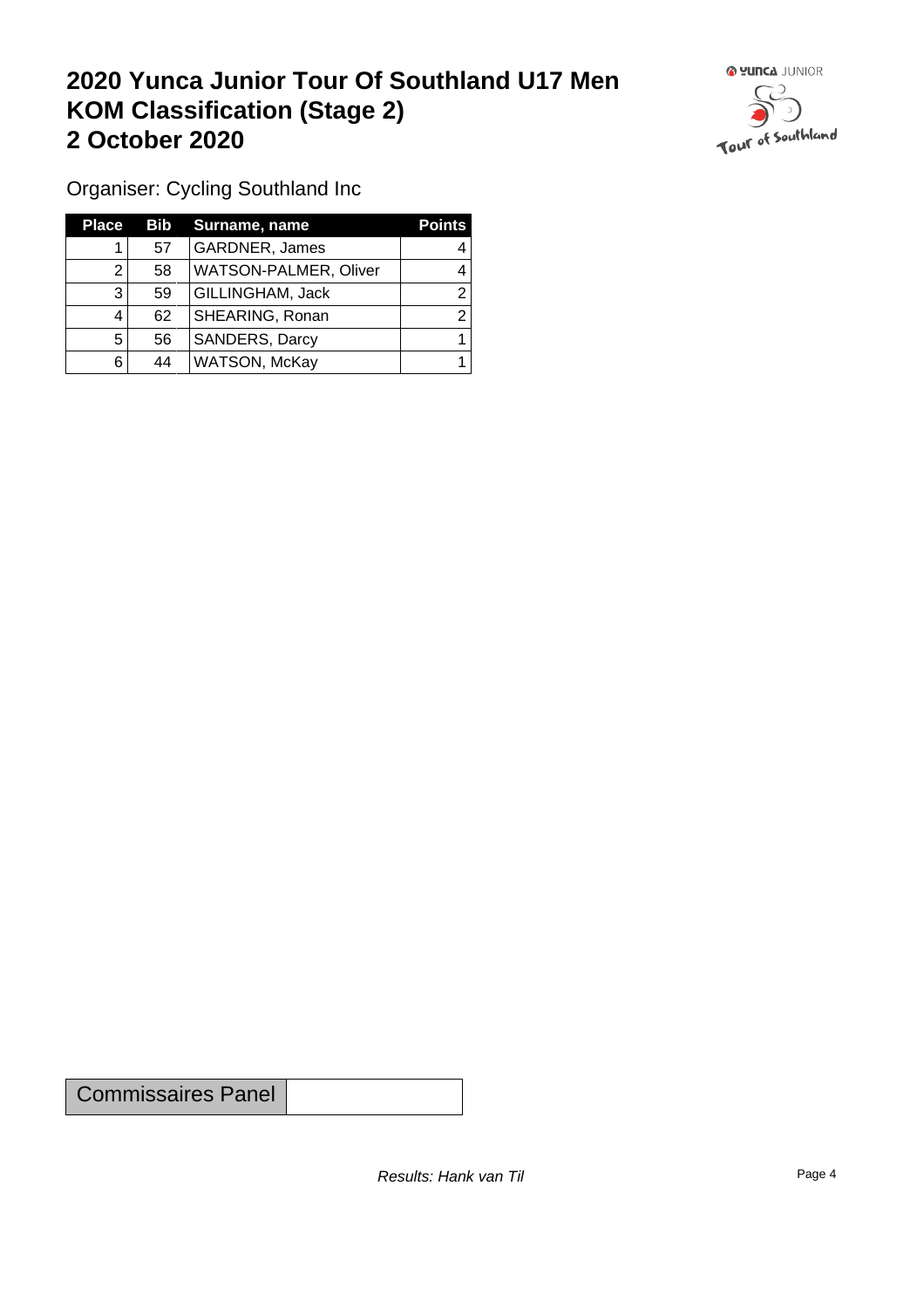# 2020 Yunca Junior Tour Of Southland U17 Men
# KOM Classification (Stage 2)
# 2 October 2020

Organiser: Cycling Southland Inc

| Place | Bib | Surname, name | Points |
|---|---|---|---|
| 1 | 57 | GARDNER, James | 4 |
| 2 | 58 | WATSON-PALMER, Oliver | 4 |
| 3 | 59 | GILLINGHAM, Jack | 2 |
| 4 | 62 | SHEARING, Ronan | 2 |
| 5 | 56 | SANDERS, Darcy | 1 |
| 6 | 44 | WATSON, McKay | 1 |

| Commissaires Panel | |
|---|---|

*Results: Hank van Til*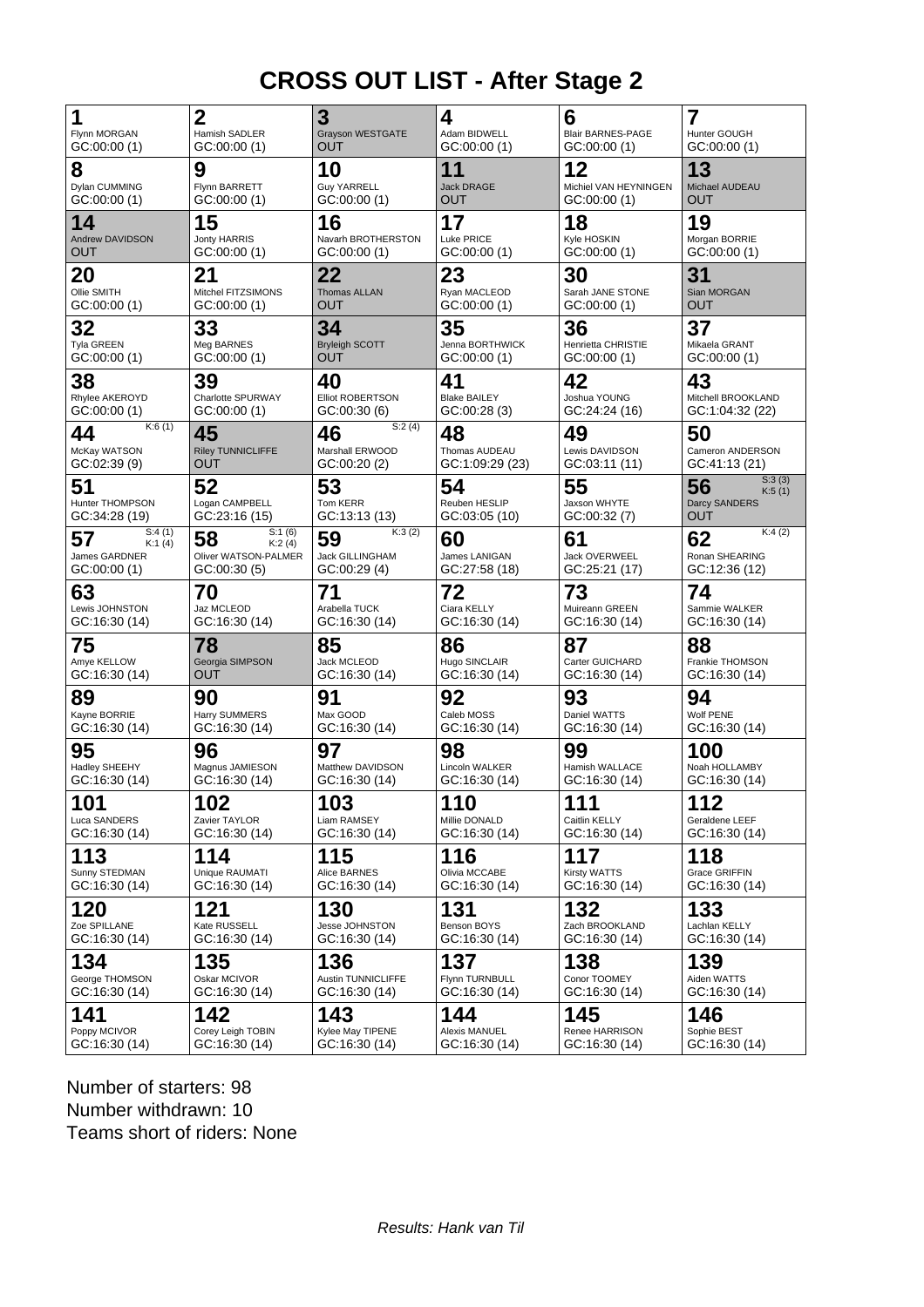# CROSS OUT LIST - After Stage 2

| | | | | | |
|---|---|---|---|---|---|
| **1** Flynn MORGAN GC:00:00 (1) | **2** Hamish SADLER GC:00:00 (1) | **3** Grayson WESTGATE OUT | **4** Adam BIDWELL GC:00:00 (1) | **6** Blair BARNES-PAGE GC:00:00 (1) | **7** Hunter GOUGH GC:00:00 (1) |
| **8** Dylan CUMMING GC:00:00 (1) | **9** Flynn BARRETT GC:00:00 (1) | **10** Guy YARRELL GC:00:00 (1) | **11** Jack DRAGE OUT | **12** Michiel VAN HEYNINGEN GC:00:00 (1) | **13** Michael AUDEAU OUT |
| **14** Andrew DAVIDSON OUT | **15** Jonty HARRIS GC:00:00 (1) | **16** Navarh BROTHERSTON GC:00:00 (1) | **17** Luke PRICE GC:00:00 (1) | **18** Kyle HOSKIN GC:00:00 (1) | **19** Morgan BORRIE GC:00:00 (1) |
| **20** Ollie SMITH GC:00:00 (1) | **21** Mitchel FITZSIMONS GC:00:00 (1) | **22** Thomas ALLAN OUT | **23** Ryan MACLEOD GC:00:00 (1) | **30** Sarah JANE STONE GC:00:00 (1) | **31** Sian MORGAN OUT |
| **32** Tyla GREEN GC:00:00 (1) | **33** Meg BARNES GC:00:00 (1) | **34** Bryleigh SCOTT OUT | **35** Jenna BORTHWICK GC:00:00 (1) | **36** Henrietta CHRISTIE GC:00:00 (1) | **37** Mikaela GRANT GC:00:00 (1) |
| **38** Rhylee AKEROYD GC:00:00 (1) | **39** Charlotte SPURWAY GC:00:00 (1) | **40** Elliot ROBERTSON GC:00:30 (6) | **41** Blake BAILEY GC:00:28 (3) | **42** Joshua YOUNG GC:24:24 (16) | **43** Mitchell BROOKLAND GC:1:04:32 (22) |
| **44** K:6 (1) McKay WATSON GC:02:39 (9) | **45** Riley TUNNICLIFFE OUT | **46** S:2 (4) Marshall ERWOOD GC:00:20 (2) | **48** Thomas AUDEAU GC:1:09:29 (23) | **49** Lewis DAVIDSON GC:03:11 (11) | **50** Cameron ANDERSON GC:41:13 (21) |
| **51** Hunter THOMPSON GC:34:28 (19) | **52** Logan CAMPBELL GC:23:16 (15) | **53** Tom KERR GC:13:13 (13) | **54** Reuben HESLIP GC:03:05 (10) | **55** Jaxson WHYTE GC:00:32 (7) | **56** S:3 (3) K:5 (1) Darcy SANDERS OUT |
| **57** S:4 (1) K:1 (4) James GARDNER GC:00:00 (1) | **58** S:1 (6) K:2 (4) Oliver WATSON-PALMER GC:00:30 (5) | **59** K:3 (2) Jack GILLINGHAM GC:00:29 (4) | **60** James LANIGAN GC:27:58 (18) | **61** Jack OVERWEEL GC:25:21 (17) | **62** K:4 (2) Ronan SHEARING GC:12:36 (12) |
| **63** Lewis JOHNSTON GC:16:30 (14) | **70** Jaz MCLEOD GC:16:30 (14) | **71** Arabella TUCK GC:16:30 (14) | **72** Ciara KELLY GC:16:30 (14) | **73** Muireann GREEN GC:16:30 (14) | **74** Sammie WALKER GC:16:30 (14) |
| **75** Amye KELLOW GC:16:30 (14) | **78** Georgia SIMPSON OUT | **85** Jack MCLEOD GC:16:30 (14) | **86** Hugo SINCLAIR GC:16:30 (14) | **87** Carter GUICHARD GC:16:30 (14) | **88** Frankie THOMSON GC:16:30 (14) |
| **89** Kayne BORRIE GC:16:30 (14) | **90** Harry SUMMERS GC:16:30 (14) | **91** Max GOOD GC:16:30 (14) | **92** Caleb MOSS GC:16:30 (14) | **93** Daniel WATTS GC:16:30 (14) | **94** Wolf PENE GC:16:30 (14) |
| **95** Hadley SHEEHY GC:16:30 (14) | **96** Magnus JAMIESON GC:16:30 (14) | **97** Matthew DAVIDSON GC:16:30 (14) | **98** Lincoln WALKER GC:16:30 (14) | **99** Hamish WALLACE GC:16:30 (14) | **100** Noah HOLLAMBY GC:16:30 (14) |
| **101** Luca SANDERS GC:16:30 (14) | **102** Zavier TAYLOR GC:16:30 (14) | **103** Liam RAMSEY GC:16:30 (14) | **110** Millie DONALD GC:16:30 (14) | **111** Caitlin KELLY GC:16:30 (14) | **112** Geraldene LEEF GC:16:30 (14) |
| **113** Sunny STEDMAN GC:16:30 (14) | **114** Unique RAUMATI GC:16:30 (14) | **115** Alice BARNES GC:16:30 (14) | **116** Olivia MCCABE GC:16:30 (14) | **117** Kirsty WATTS GC:16:30 (14) | **118** Grace GRIFFIN GC:16:30 (14) |
| **120** Zoe SPILLANE GC:16:30 (14) | **121** Kate RUSSELL GC:16:30 (14) | **130** Jesse JOHNSTON GC:16:30 (14) | **131** Benson BOYS GC:16:30 (14) | **132** Zach BROOKLAND GC:16:30 (14) | **133** Lachlan KELLY GC:16:30 (14) |
| **134** George THOMSON GC:16:30 (14) | **135** Oskar MCIVOR GC:16:30 (14) | **136** Austin TUNNICLIFFE GC:16:30 (14) | **137** Flynn TURNBULL GC:16:30 (14) | **138** Conor TOOMEY GC:16:30 (14) | **139** Aiden WATTS GC:16:30 (14) |
| **141** Poppy MCIVOR GC:16:30 (14) | **142** Corey Leigh TOBIN GC:16:30 (14) | **143** Kylee May TIPENE GC:16:30 (14) | **144** Alexis MANUEL GC:16:30 (14) | **145** Renee HARRISON GC:16:30 (14) | **146** Sophie BEST GC:16:30 (14) |

Number of starters: 98
Number withdrawn: 10
Teams short of riders: None

*Results: Hank van Til*